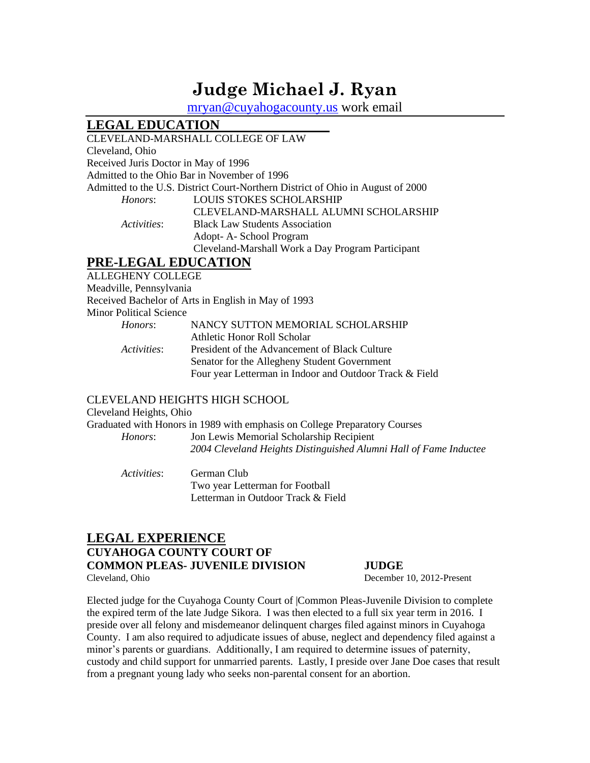# Judge Michael J. Ryan

mryan@cuyahogacounty.us work email

## LEGAL EDUCATION

CLEVELAND-MARSHALL COLLEGE OF LAW
Cleveland, Ohio
Received Juris Doctor in May of 1996
Admitted to the Ohio Bar in November of 1996
Admitted to the U.S. District Court-Northern District of Ohio in August of 2000

*Honors*: LOUIS STOKES SCHOLARSHIP
CLEVELAND-MARSHALL ALUMNI SCHOLARSHIP

*Activities*: Black Law Students Association
Adopt- A- School Program
Cleveland-Marshall Work a Day Program Participant

## PRE-LEGAL EDUCATION

ALLEGHENY COLLEGE
Meadville, Pennsylvania
Received Bachelor of Arts in English in May of 1993
Minor Political Science

*Honors*: NANCY SUTTON MEMORIAL SCHOLARSHIP
Athletic Honor Roll Scholar

*Activities*: President of the Advancement of Black Culture
Senator for the Allegheny Student Government
Four year Letterman in Indoor and Outdoor Track & Field

CLEVELAND HEIGHTS HIGH SCHOOL
Cleveland Heights, Ohio
Graduated with Honors in 1989 with emphasis on College Preparatory Courses

*Honors*: Jon Lewis Memorial Scholarship Recipient
*2004 Cleveland Heights Distinguished Alumni Hall of Fame Inductee*

*Activities*: German Club
Two year Letterman for Football
Letterman in Outdoor Track & Field

## LEGAL EXPERIENCE

**CUYAHOGA COUNTY COURT OF COMMON PLEAS- JUVENILE DIVISION** — **JUDGE**
Cleveland, Ohio — December 10, 2012-Present

Elected judge for the Cuyahoga County Court of |Common Pleas-Juvenile Division to complete the expired term of the late Judge Sikora. I was then elected to a full six year term in 2016. I preside over all felony and misdemeanor delinquent charges filed against minors in Cuyahoga County. I am also required to adjudicate issues of abuse, neglect and dependency filed against a minor's parents or guardians. Additionally, I am required to determine issues of paternity, custody and child support for unmarried parents. Lastly, I preside over Jane Doe cases that result from a pregnant young lady who seeks non-parental consent for an abortion.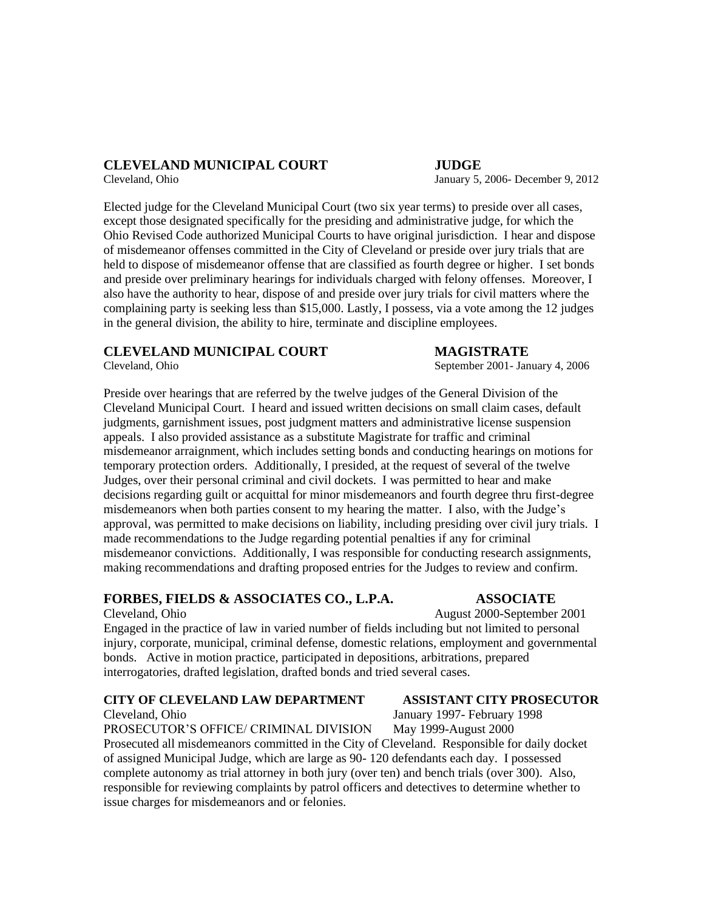**CLEVELAND MUNICIPAL COURT** **JUDGE**
Cleveland, Ohio January 5, 2006- December 9, 2012

Elected judge for the Cleveland Municipal Court (two six year terms) to preside over all cases, except those designated specifically for the presiding and administrative judge, for which the Ohio Revised Code authorized Municipal Courts to have original jurisdiction. I hear and dispose of misdemeanor offenses committed in the City of Cleveland or preside over jury trials that are held to dispose of misdemeanor offense that are classified as fourth degree or higher. I set bonds and preside over preliminary hearings for individuals charged with felony offenses. Moreover, I also have the authority to hear, dispose of and preside over jury trials for civil matters where the complaining party is seeking less than $15,000. Lastly, I possess, via a vote among the 12 judges in the general division, the ability to hire, terminate and discipline employees.

**CLEVELAND MUNICIPAL COURT** **MAGISTRATE**
Cleveland, Ohio September 2001- January 4, 2006

Preside over hearings that are referred by the twelve judges of the General Division of the Cleveland Municipal Court. I heard and issued written decisions on small claim cases, default judgments, garnishment issues, post judgment matters and administrative license suspension appeals. I also provided assistance as a substitute Magistrate for traffic and criminal misdemeanor arraignment, which includes setting bonds and conducting hearings on motions for temporary protection orders. Additionally, I presided, at the request of several of the twelve Judges, over their personal criminal and civil dockets. I was permitted to hear and make decisions regarding guilt or acquittal for minor misdemeanors and fourth degree thru first-degree misdemeanors when both parties consent to my hearing the matter. I also, with the Judge's approval, was permitted to make decisions on liability, including presiding over civil jury trials. I made recommendations to the Judge regarding potential penalties if any for criminal misdemeanor convictions. Additionally, I was responsible for conducting research assignments, making recommendations and drafting proposed entries for the Judges to review and confirm.

**FORBES, FIELDS & ASSOCIATES CO., L.P.A.** **ASSOCIATE**
Cleveland, Ohio August 2000-September 2001
Engaged in the practice of law in varied number of fields including but not limited to personal injury, corporate, municipal, criminal defense, domestic relations, employment and governmental bonds. Active in motion practice, participated in depositions, arbitrations, prepared interrogatories, drafted legislation, drafted bonds and tried several cases.

**CITY OF CLEVELAND LAW DEPARTMENT** **ASSISTANT CITY PROSECUTOR**
Cleveland, Ohio January 1997- February 1998
PROSECUTOR'S OFFICE/ CRIMINAL DIVISION May 1999-August 2000
Prosecuted all misdemeanors committed in the City of Cleveland. Responsible for daily docket of assigned Municipal Judge, which are large as 90- 120 defendants each day. I possessed complete autonomy as trial attorney in both jury (over ten) and bench trials (over 300). Also, responsible for reviewing complaints by patrol officers and detectives to determine whether to issue charges for misdemeanors and or felonies.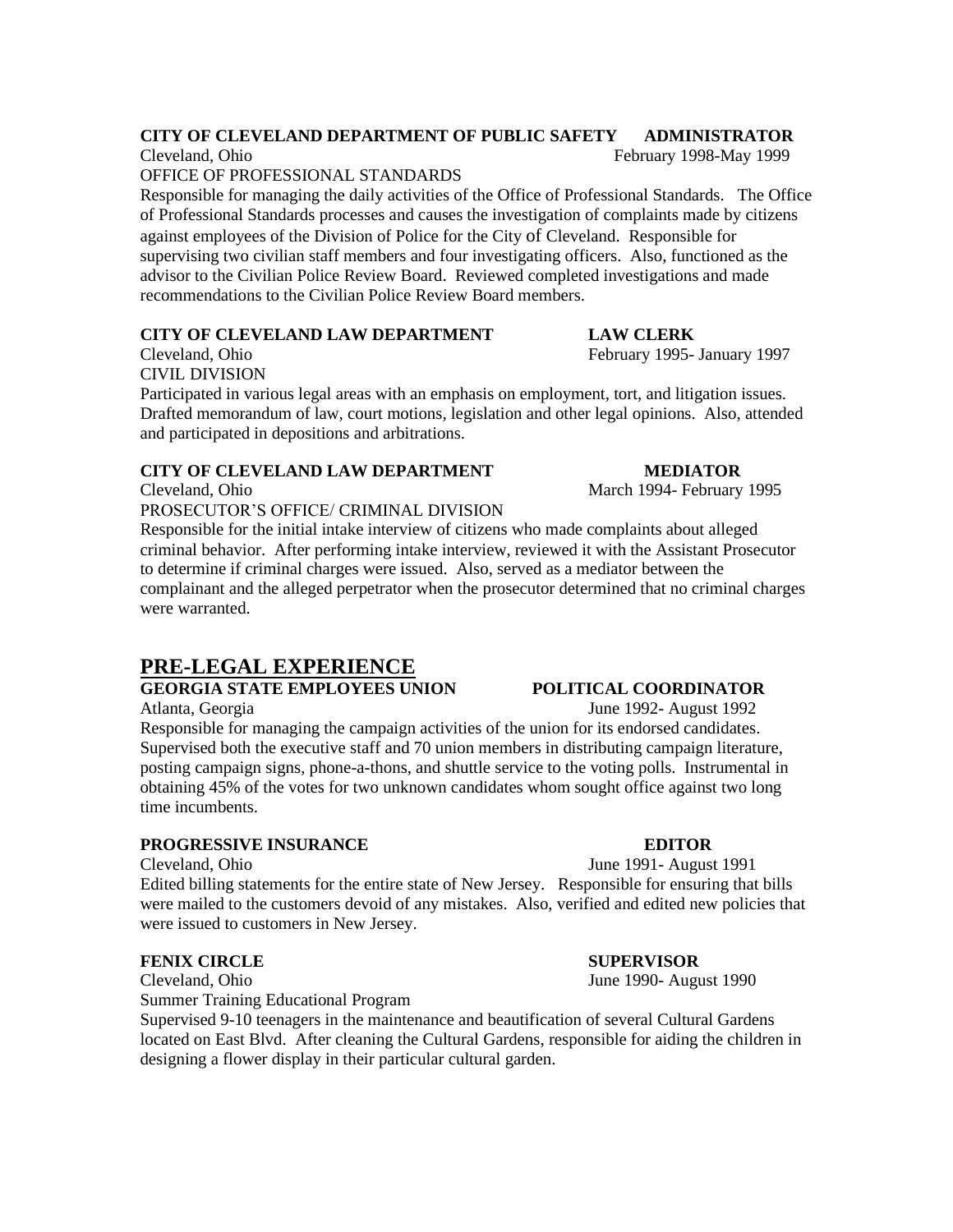**CITY OF CLEVELAND DEPARTMENT OF PUBLIC SAFETY ADMINISTRATOR**
Cleveland, Ohio February 1998-May 1999
OFFICE OF PROFESSIONAL STANDARDS
Responsible for managing the daily activities of the Office of Professional Standards. The Office of Professional Standards processes and causes the investigation of complaints made by citizens against employees of the Division of Police for the City of Cleveland. Responsible for supervising two civilian staff members and four investigating officers. Also, functioned as the advisor to the Civilian Police Review Board. Reviewed completed investigations and made recommendations to the Civilian Police Review Board members.

**CITY OF CLEVELAND LAW DEPARTMENT LAW CLERK**
Cleveland, Ohio February 1995- January 1997
CIVIL DIVISION
Participated in various legal areas with an emphasis on employment, tort, and litigation issues. Drafted memorandum of law, court motions, legislation and other legal opinions. Also, attended and participated in depositions and arbitrations.

**CITY OF CLEVELAND LAW DEPARTMENT MEDIATOR**
Cleveland, Ohio March 1994- February 1995
PROSECUTOR'S OFFICE/ CRIMINAL DIVISION
Responsible for the initial intake interview of citizens who made complaints about alleged criminal behavior. After performing intake interview, reviewed it with the Assistant Prosecutor to determine if criminal charges were issued. Also, served as a mediator between the complainant and the alleged perpetrator when the prosecutor determined that no criminal charges were warranted.

## PRE-LEGAL EXPERIENCE

**GEORGIA STATE EMPLOYEES UNION POLITICAL COORDINATOR**
Atlanta, Georgia June 1992- August 1992
Responsible for managing the campaign activities of the union for its endorsed candidates. Supervised both the executive staff and 70 union members in distributing campaign literature, posting campaign signs, phone-a-thons, and shuttle service to the voting polls. Instrumental in obtaining 45% of the votes for two unknown candidates whom sought office against two long time incumbents.

**PROGRESSIVE INSURANCE EDITOR**
Cleveland, Ohio June 1991- August 1991
Edited billing statements for the entire state of New Jersey. Responsible for ensuring that bills were mailed to the customers devoid of any mistakes. Also, verified and edited new policies that were issued to customers in New Jersey.

**FENIX CIRCLE SUPERVISOR**
Cleveland, Ohio June 1990- August 1990
Summer Training Educational Program
Supervised 9-10 teenagers in the maintenance and beautification of several Cultural Gardens located on East Blvd. After cleaning the Cultural Gardens, responsible for aiding the children in designing a flower display in their particular cultural garden.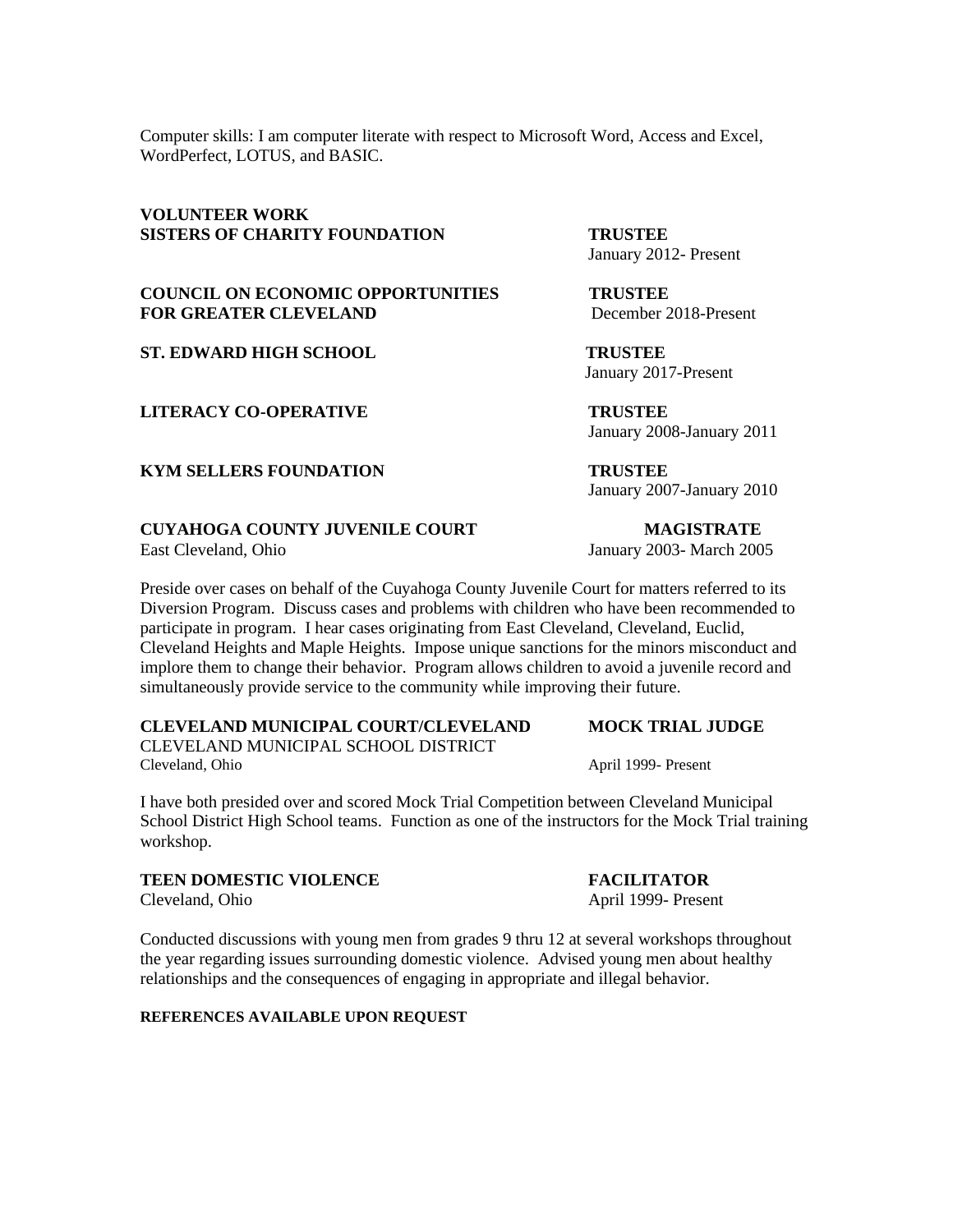Computer skills: I am computer literate with respect to Microsoft Word, Access and Excel, WordPerfect, LOTUS, and BASIC.

**VOLUNTEER WORK**

**SISTERS OF CHARITY FOUNDATION** — **TRUSTEE**
January 2012- Present

**COUNCIL ON ECONOMIC OPPORTUNITIES FOR GREATER CLEVELAND** — **TRUSTEE**
December 2018-Present

**ST. EDWARD HIGH SCHOOL** — **TRUSTEE**
January 2017-Present

**LITERACY CO-OPERATIVE** — **TRUSTEE**
January 2008-January 2011

**KYM SELLERS FOUNDATION** — **TRUSTEE**
January 2007-January 2010

**CUYAHOGA COUNTY JUVENILE COURT** — **MAGISTRATE**
East Cleveland, Ohio — January 2003- March 2005

Preside over cases on behalf of the Cuyahoga County Juvenile Court for matters referred to its Diversion Program. Discuss cases and problems with children who have been recommended to participate in program. I hear cases originating from East Cleveland, Cleveland, Euclid, Cleveland Heights and Maple Heights. Impose unique sanctions for the minors misconduct and implore them to change their behavior. Program allows children to avoid a juvenile record and simultaneously provide service to the community while improving their future.

**CLEVELAND MUNICIPAL COURT/CLEVELAND** — **MOCK TRIAL JUDGE**
CLEVELAND MUNICIPAL SCHOOL DISTRICT
Cleveland, Ohio — April 1999- Present

I have both presided over and scored Mock Trial Competition between Cleveland Municipal School District High School teams. Function as one of the instructors for the Mock Trial training workshop.

**TEEN DOMESTIC VIOLENCE** — **FACILITATOR**
Cleveland, Ohio — April 1999- Present

Conducted discussions with young men from grades 9 thru 12 at several workshops throughout the year regarding issues surrounding domestic violence. Advised young men about healthy relationships and the consequences of engaging in appropriate and illegal behavior.

**REFERENCES AVAILABLE UPON REQUEST**